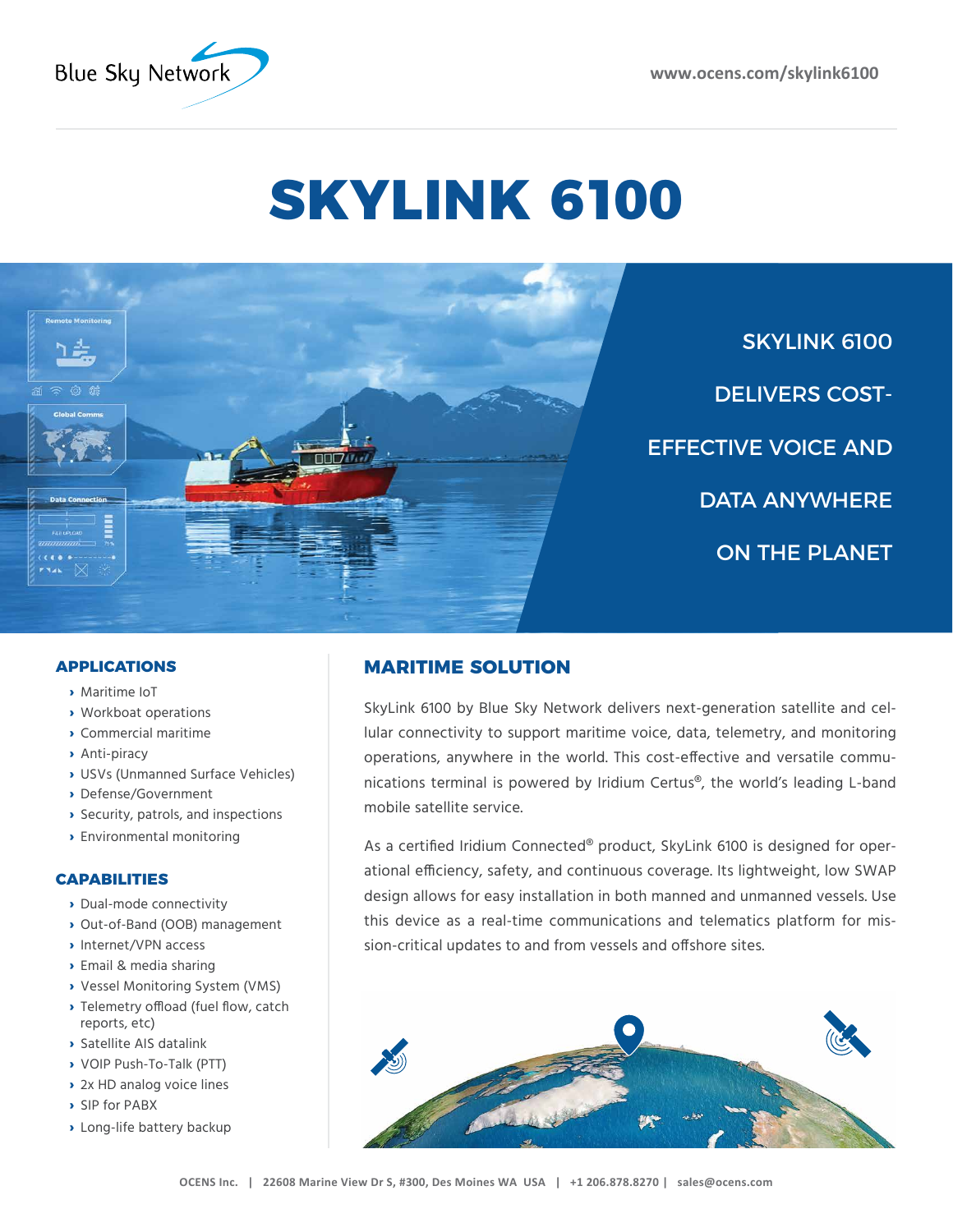Blue Sky Network

www.ocens.com/skylink6100

# SKYLINK 6100

SKYLINK 6100 DELIVERS COST-EFFECTIVE VOICE AND DATA ANYWHERE ON THE PLANET

## APPLICATIONS

- Maritime IoT
- Workboat operations
- Commercial maritime
- Anti-piracy
- USVs (Unmanned Surface Vehicles)
- Defense/Government
- Security, patrols, and inspections
- Environmental monitoring

## CAPABILITIES

- Dual-mode connectivity
- Out-of-Band (OOB) management
- Internet/VPN access
- Email & media sharing
- Vessel Monitoring System (VMS)
- Telemetry offload (fuel flow, catch reports, etc)
- Satellite AIS datalink
- VOIP Push-To-Talk (PTT)
- 2x HD analog voice lines
- SIP for PABX
- Long-life battery backup

## MARITIME SOLUTION

SkyLink 6100 by Blue Sky Network delivers next-generation satellite and cellular connectivity to support maritime voice, data, telemetry, and monitoring operations, anywhere in the world. This cost-effective and versatile communications terminal is powered by Iridium Certus®, the world's leading L-band mobile satellite service.

As a certified Iridium Connected® product, SkyLink 6100 is designed for operational efficiency, safety, and continuous coverage. Its lightweight, low SWAP design allows for easy installation in both manned and unmanned vessels. Use this device as a real-time communications and telematics platform for mission-critical updates to and from vessels and offshore sites.

OCENS Inc. | 22608 Marine View Dr S, #300, Des Moines WA USA | +1 206.878.8270 | sales@ocens.com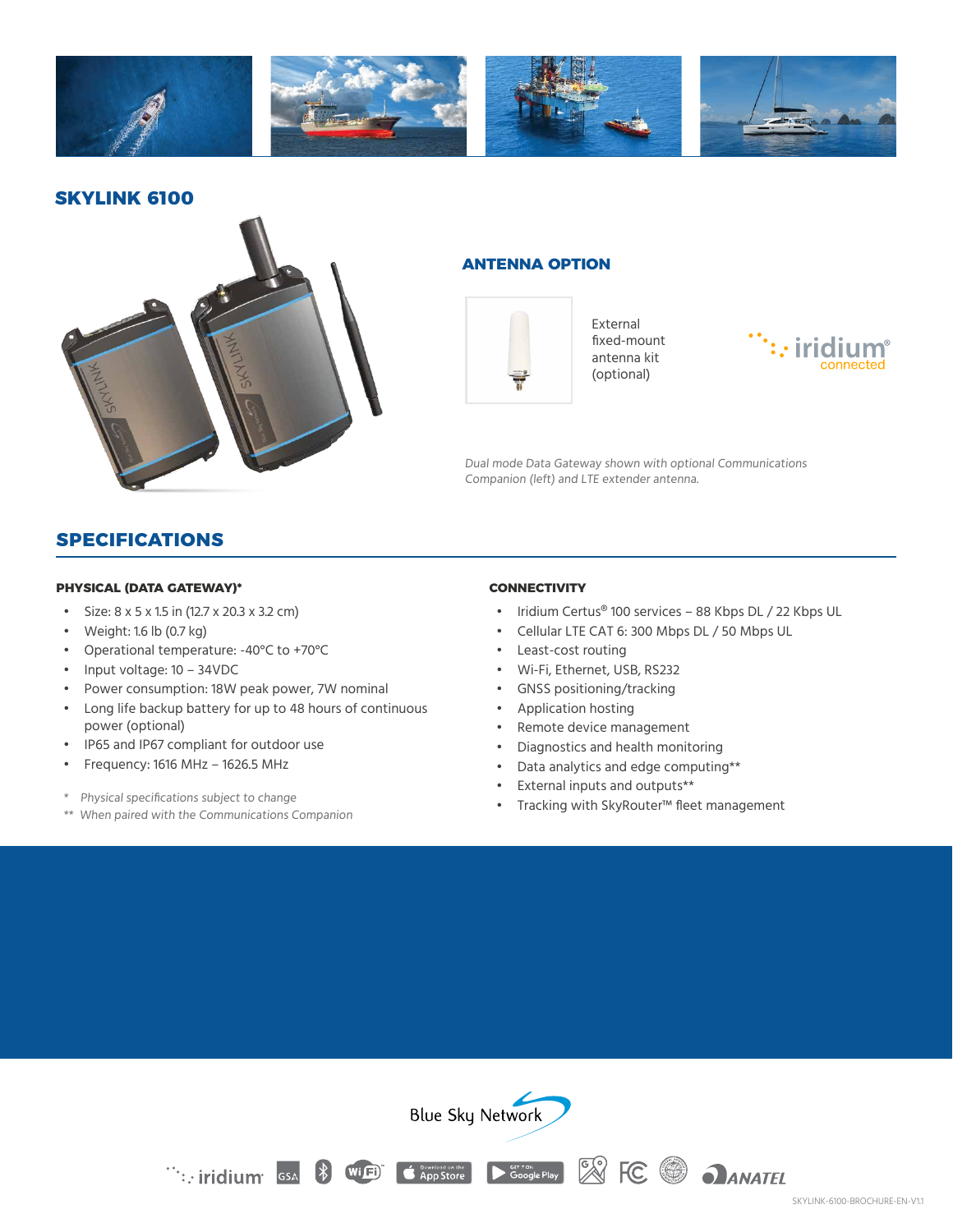## SKYLINK 6100

### ANTENNA OPTION

External fixed-mount antenna kit (optional)

iridium® connected

*Dual mode Data Gateway shown with optional Communications Companion (left) and LTE extender antenna.*

## SPECIFICATIONS

### PHYSICAL (DATA GATEWAY)*

- Size: 8 x 5 x 1.5 in (12.7 x 20.3 x 3.2 cm)
- Weight: 1.6 lb (0.7 kg)
- Operational temperature: -40°C to +70°C
- Input voltage: 10 – 34VDC
- Power consumption: 18W peak power, 7W nominal
- Long life backup battery for up to 48 hours of continuous power (optional)
- IP65 and IP67 compliant for outdoor use
- Frequency: 1616 MHz – 1626.5 MHz

\* *Physical specifications subject to change*

\*\* *When paired with the Communications Companion*

### CONNECTIVITY

- Iridium Certus® 100 services – 88 Kbps DL / 22 Kbps UL
- Cellular LTE CAT 6: 300 Mbps DL / 50 Mbps UL
- Least-cost routing
- Wi-Fi, Ethernet, USB, RS232
- GNSS positioning/tracking
- Application hosting
- Remote device management
- Diagnostics and health monitoring
- Data analytics and edge computing**
- External inputs and outputs**
- Tracking with SkyRouter™ fleet management

Blue Sky Network

SKYLINK-6100-BROCHURE-EN-V1.1